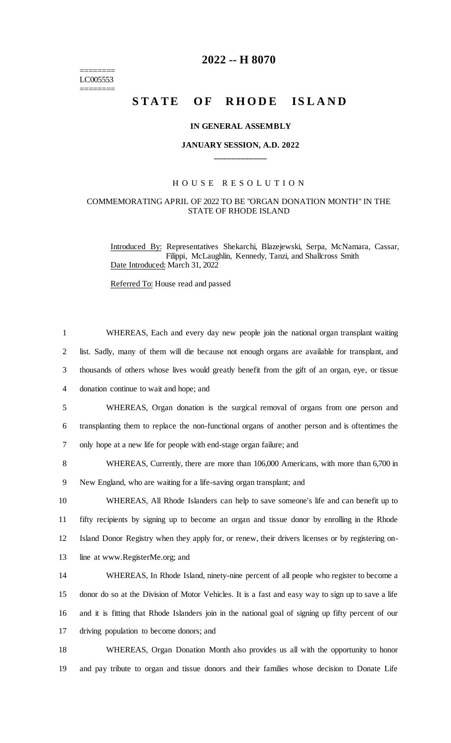# 2022 -- H 8070

========
LC005553
========

## STATE OF RHODE ISLAND

### IN GENERAL ASSEMBLY

### JANUARY SESSION, A.D. 2022

---

HOUSE RESOLUTION

COMMEMORATING APRIL OF 2022 TO BE "ORGAN DONATION MONTH" IN THE STATE OF RHODE ISLAND

Introduced By: Representatives Shekarchi, Blazejewski, Serpa, McNamara, Cassar, Filippi, McLaughlin, Kennedy, Tanzi, and Shallcross Smith

Date Introduced: March 31, 2022

Referred To: House read and passed

1 WHEREAS, Each and every day new people join the national organ transplant waiting
2 list. Sadly, many of them will die because not enough organs are available for transplant, and
3 thousands of others whose lives would greatly benefit from the gift of an organ, eye, or tissue
4 donation continue to wait and hope; and

5 WHEREAS, Organ donation is the surgical removal of organs from one person and
6 transplanting them to replace the non-functional organs of another person and is oftentimes the
7 only hope at a new life for people with end-stage organ failure; and

8 WHEREAS, Currently, there are more than 106,000 Americans, with more than 6,700 in
9 New England, who are waiting for a life-saving organ transplant; and

10 WHEREAS, All Rhode Islanders can help to save someone's life and can benefit up to
11 fifty recipients by signing up to become an organ and tissue donor by enrolling in the Rhode
12 Island Donor Registry when they apply for, or renew, their drivers licenses or by registering on-
13 line at www.RegisterMe.org; and

14 WHEREAS, In Rhode Island, ninety-nine percent of all people who register to become a
15 donor do so at the Division of Motor Vehicles. It is a fast and easy way to sign up to save a life
16 and it is fitting that Rhode Islanders join in the national goal of signing up fifty percent of our
17 driving population to become donors; and

18 WHEREAS, Organ Donation Month also provides us all with the opportunity to honor
19 and pay tribute to organ and tissue donors and their families whose decision to Donate Life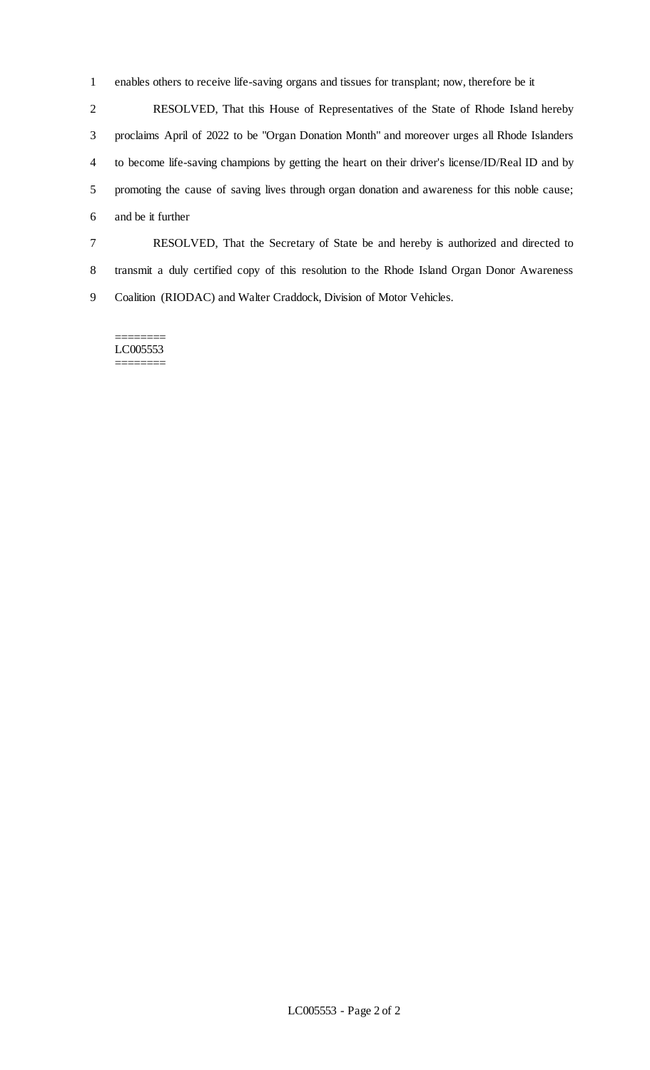enables others to receive life-saving organs and tissues for transplant; now, therefore be it

RESOLVED, That this House of Representatives of the State of Rhode Island hereby proclaims April of 2022 to be "Organ Donation Month" and moreover urges all Rhode Islanders to become life-saving champions by getting the heart on their driver's license/ID/Real ID and by promoting the cause of saving lives through organ donation and awareness for this noble cause; and be it further

RESOLVED, That the Secretary of State be and hereby is authorized and directed to transmit a duly certified copy of this resolution to the Rhode Island Organ Donor Awareness Coalition (RIODAC) and Walter Craddock, Division of Motor Vehicles.

========
LC005553
========